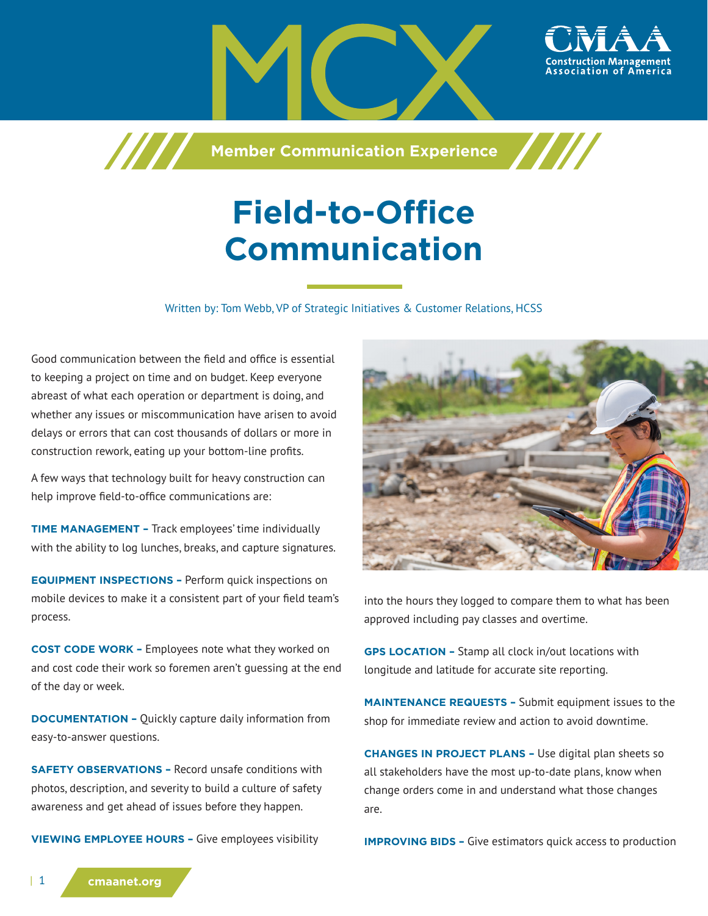# MCX

**Member Communication Experience**

# Field-to-Office Communication

Written by: Tom Webb, VP of Strategic Initiatives & Customer Relations, HCSS

Good communication between the field and office is essential to keeping a project on time and on budget. Keep everyone abreast of what each operation or department is doing, and whether any issues or miscommunication have arisen to avoid delays or errors that can cost thousands of dollars or more in construction rework, eating up your bottom-line profits.

A few ways that technology built for heavy construction can help improve field-to-office communications are:

**TIME MANAGEMENT –** Track employees' time individually with the ability to log lunches, breaks, and capture signatures.

**EQUIPMENT INSPECTIONS –** Perform quick inspections on mobile devices to make it a consistent part of your field team's process.

**COST CODE WORK –** Employees note what they worked on and cost code their work so foremen aren't guessing at the end of the day or week.

**DOCUMENTATION –** Quickly capture daily information from easy-to-answer questions.

**SAFETY OBSERVATIONS –** Record unsafe conditions with photos, description, and severity to build a culture of safety awareness and get ahead of issues before they happen.

**VIEWING EMPLOYEE HOURS –** Give employees visibility into the hours they logged to compare them to what has been approved including pay classes and overtime.

**GPS LOCATION –** Stamp all clock in/out locations with longitude and latitude for accurate site reporting.

**MAINTENANCE REQUESTS –** Submit equipment issues to the shop for immediate review and action to avoid downtime.

**CHANGES IN PROJECT PLANS –** Use digital plan sheets so all stakeholders have the most up-to-date plans, know when change orders come in and understand what those changes are.

**IMPROVING BIDS –** Give estimators quick access to production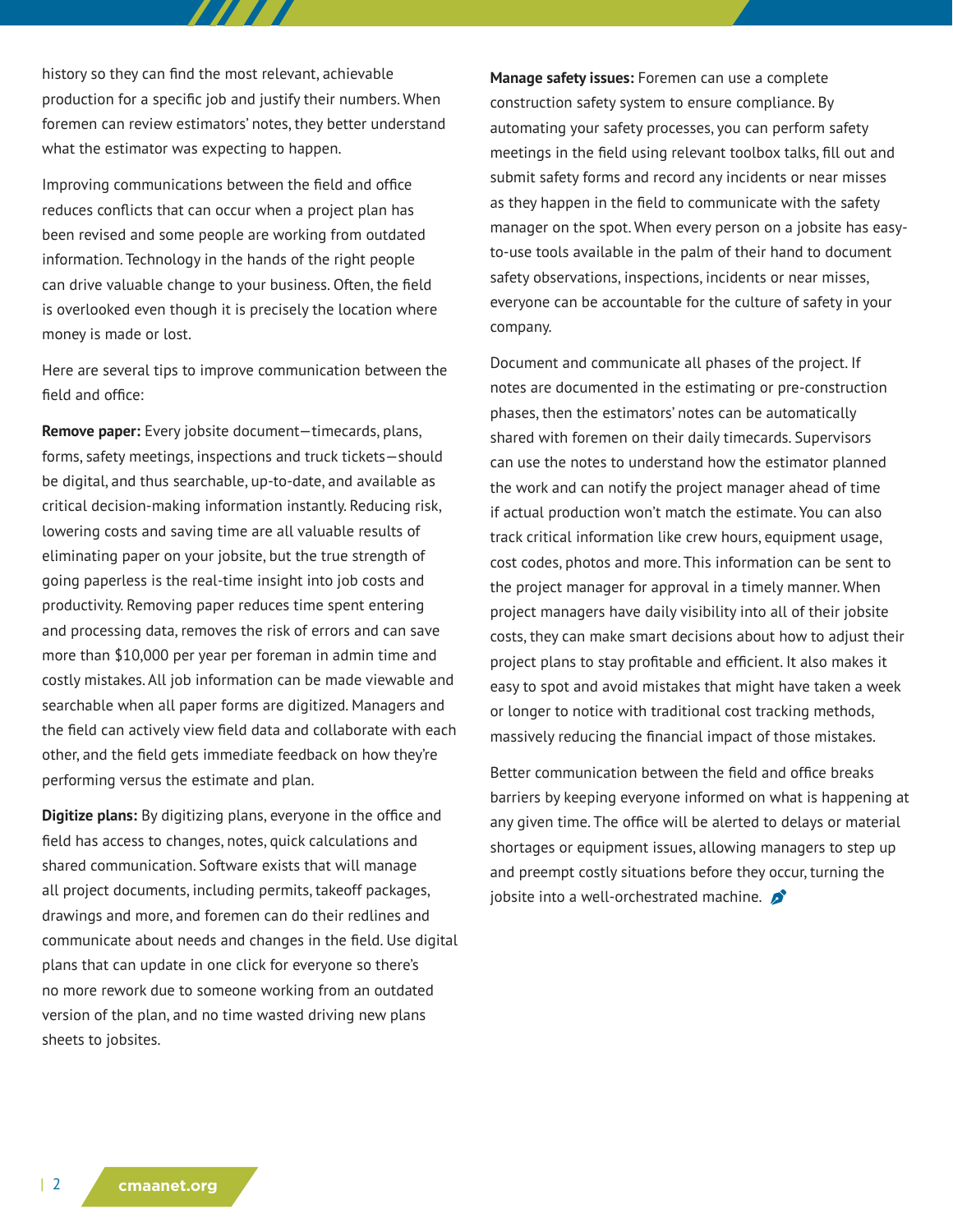history so they can find the most relevant, achievable production for a specific job and justify their numbers. When foremen can review estimators' notes, they better understand what the estimator was expecting to happen.

Improving communications between the field and office reduces conflicts that can occur when a project plan has been revised and some people are working from outdated information. Technology in the hands of the right people can drive valuable change to your business. Often, the field is overlooked even though it is precisely the location where money is made or lost.

Here are several tips to improve communication between the field and office:

**Remove paper:** Every jobsite document—timecards, plans, forms, safety meetings, inspections and truck tickets—should be digital, and thus searchable, up-to-date, and available as critical decision-making information instantly. Reducing risk, lowering costs and saving time are all valuable results of eliminating paper on your jobsite, but the true strength of going paperless is the real-time insight into job costs and productivity. Removing paper reduces time spent entering and processing data, removes the risk of errors and can save more than $10,000 per year per foreman in admin time and costly mistakes. All job information can be made viewable and searchable when all paper forms are digitized. Managers and the field can actively view field data and collaborate with each other, and the field gets immediate feedback on how they're performing versus the estimate and plan.

**Digitize plans:** By digitizing plans, everyone in the office and field has access to changes, notes, quick calculations and shared communication. Software exists that will manage all project documents, including permits, takeoff packages, drawings and more, and foremen can do their redlines and communicate about needs and changes in the field. Use digital plans that can update in one click for everyone so there's no more rework due to someone working from an outdated version of the plan, and no time wasted driving new plans sheets to jobsites.

**Manage safety issues:** Foremen can use a complete construction safety system to ensure compliance. By automating your safety processes, you can perform safety meetings in the field using relevant toolbox talks, fill out and submit safety forms and record any incidents or near misses as they happen in the field to communicate with the safety manager on the spot. When every person on a jobsite has easy-to-use tools available in the palm of their hand to document safety observations, inspections, incidents or near misses, everyone can be accountable for the culture of safety in your company.

Document and communicate all phases of the project. If notes are documented in the estimating or pre-construction phases, then the estimators' notes can be automatically shared with foremen on their daily timecards. Supervisors can use the notes to understand how the estimator planned the work and can notify the project manager ahead of time if actual production won't match the estimate. You can also track critical information like crew hours, equipment usage, cost codes, photos and more. This information can be sent to the project manager for approval in a timely manner. When project managers have daily visibility into all of their jobsite costs, they can make smart decisions about how to adjust their project plans to stay profitable and efficient. It also makes it easy to spot and avoid mistakes that might have taken a week or longer to notice with traditional cost tracking methods, massively reducing the financial impact of those mistakes.

Better communication between the field and office breaks barriers by keeping everyone informed on what is happening at any given time. The office will be alerted to delays or material shortages or equipment issues, allowing managers to step up and preempt costly situations before they occur, turning the jobsite into a well-orchestrated machine.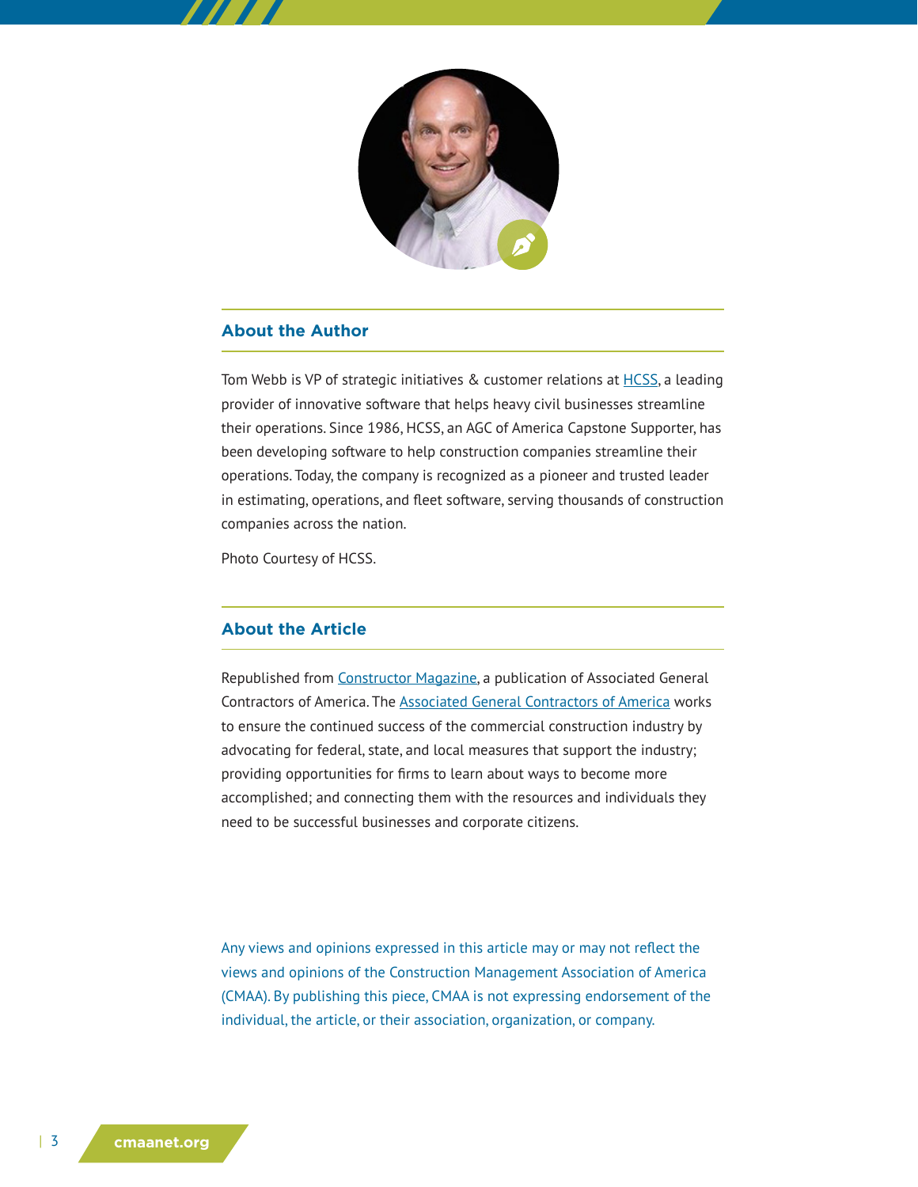## About the Author

Tom Webb is VP of strategic initiatives & customer relations at HCSS, a leading provider of innovative software that helps heavy civil businesses streamline their operations. Since 1986, HCSS, an AGC of America Capstone Supporter, has been developing software to help construction companies streamline their operations. Today, the company is recognized as a pioneer and trusted leader in estimating, operations, and fleet software, serving thousands of construction companies across the nation.

Photo Courtesy of HCSS.

## About the Article

Republished from Constructor Magazine, a publication of Associated General Contractors of America. The Associated General Contractors of America works to ensure the continued success of the commercial construction industry by advocating for federal, state, and local measures that support the industry; providing opportunities for firms to learn about ways to become more accomplished; and connecting them with the resources and individuals they need to be successful businesses and corporate citizens.

Any views and opinions expressed in this article may or may not reflect the views and opinions of the Construction Management Association of America (CMAA). By publishing this piece, CMAA is not expressing endorsement of the individual, the article, or their association, organization, or company.